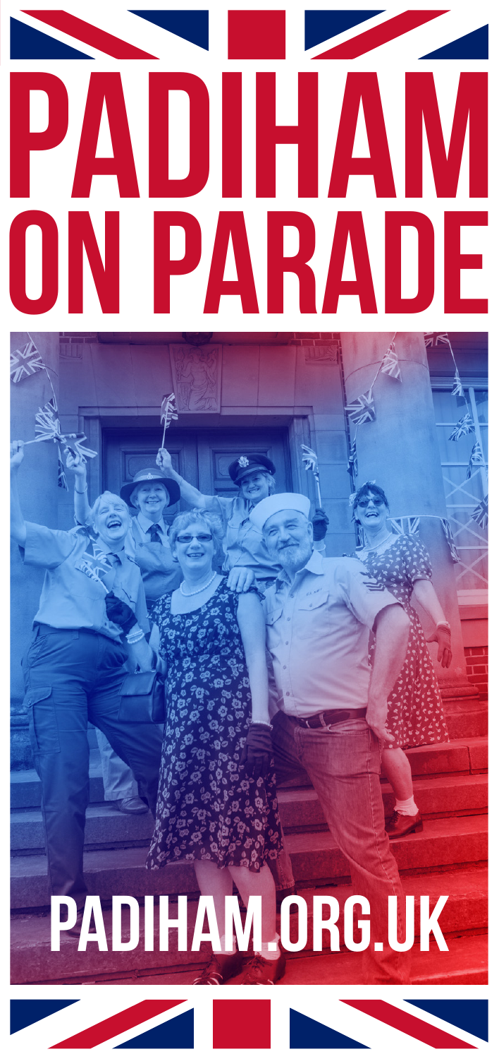# PADIHAM ON PARADE

PADIHAM.ORG.UK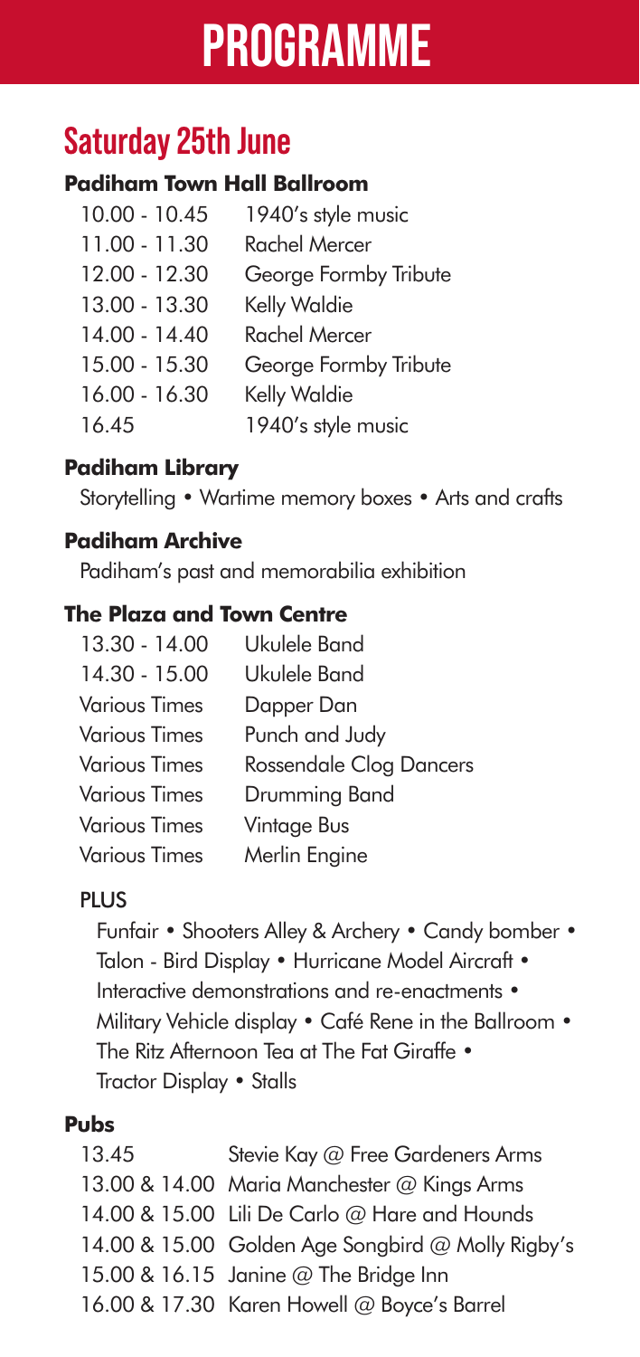# PROGRAMME

## Saturday 25th June

### Padiham Town Hall Ballroom

| | |
|---|---|
| 10.00 - 10.45 | 1940's style music |
| 11.00 - 11.30 | Rachel Mercer |
| 12.00 - 12.30 | George Formby Tribute |
| 13.00 - 13.30 | Kelly Waldie |
| 14.00 - 14.40 | Rachel Mercer |
| 15.00 - 15.30 | George Formby Tribute |
| 16.00 - 16.30 | Kelly Waldie |
| 16.45 | 1940's style music |

### Padiham Library

Storytelling • Wartime memory boxes • Arts and crafts

### Padiham Archive

Padiham's past and memorabilia exhibition

### The Plaza and Town Centre

| | |
|---|---|
| 13.30 - 14.00 | Ukulele Band |
| 14.30 - 15.00 | Ukulele Band |
| Various Times | Dapper Dan |
| Various Times | Punch and Judy |
| Various Times | Rossendale Clog Dancers |
| Various Times | Drumming Band |
| Various Times | Vintage Bus |
| Various Times | Merlin Engine |

PLUS

Funfair • Shooters Alley & Archery • Candy bomber • Talon - Bird Display • Hurricane Model Aircraft • Interactive demonstrations and re-enactments • Military Vehicle display • Café Rene in the Ballroom • The Ritz Afternoon Tea at The Fat Giraffe • Tractor Display • Stalls

### Pubs

| | |
|---|---|
| 13.45 | Stevie Kay @ Free Gardeners Arms |
| 13.00 & 14.00 | Maria Manchester @ Kings Arms |
| 14.00 & 15.00 | Lili De Carlo @ Hare and Hounds |
| 14.00 & 15.00 | Golden Age Songbird @ Molly Rigby's |
| 15.00 & 16.15 | Janine @ The Bridge Inn |
| 16.00 & 17.30 | Karen Howell @ Boyce's Barrel |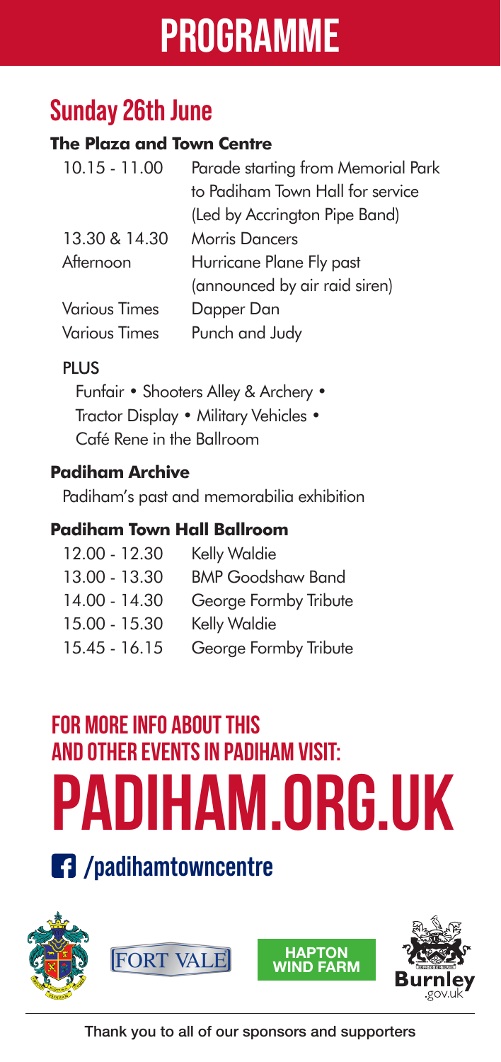# PROGRAMME

## Sunday 26th June

### The Plaza and Town Centre

| | |
|---|---|
| 10.15 - 11.00 | Parade starting from Memorial Park to Padiham Town Hall for service (Led by Accrington Pipe Band) |
| 13.30 & 14.30 | Morris Dancers |
| Afternoon | Hurricane Plane Fly past (announced by air raid siren) |
| Various Times | Dapper Dan |
| Various Times | Punch and Judy |

**PLUS**

Funfair • Shooters Alley & Archery • Tractor Display • Military Vehicles • Café Rene in the Ballroom

### Padiham Archive

Padiham's past and memorabilia exhibition

### Padiham Town Hall Ballroom

| | |
|---|---|
| 12.00 - 12.30 | Kelly Waldie |
| 13.00 - 13.30 | BMP Goodshaw Band |
| 14.00 - 14.30 | George Formby Tribute |
| 15.00 - 15.30 | Kelly Waldie |
| 15.45 - 16.15 | George Formby Tribute |

## FOR MORE INFO ABOUT THIS AND OTHER EVENTS IN PADIHAM VISIT:

# PADIHAM.ORG.UK

/padihamtowncentre

FORT VALE

HAPTON WIND FARM

Burnley .gov.uk

Thank you to all of our sponsors and supporters